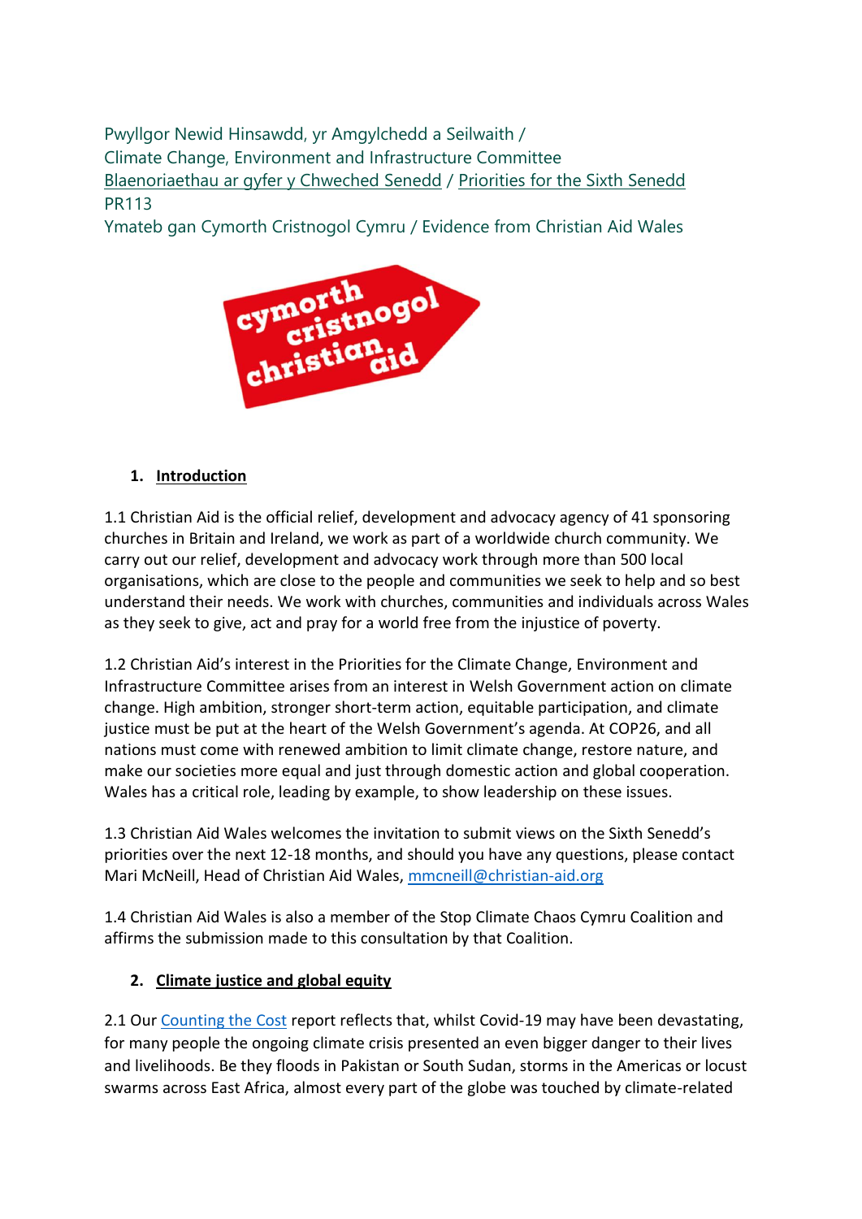Pwyllgor Newid Hinsawdd, yr Amgylchedd a Seilwaith /
Climate Change, Environment and Infrastructure Committee
Blaenoriaethau ar gyfer y Chweched Senedd / Priorities for the Sixth Senedd
PR113
Ymateb gan Cymorth Cristnogol Cymru / Evidence from Christian Aid Wales

## 1. Introduction

1.1 Christian Aid is the official relief, development and advocacy agency of 41 sponsoring churches in Britain and Ireland, we work as part of a worldwide church community. We carry out our relief, development and advocacy work through more than 500 local organisations, which are close to the people and communities we seek to help and so best understand their needs. We work with churches, communities and individuals across Wales as they seek to give, act and pray for a world free from the injustice of poverty.

1.2 Christian Aid's interest in the Priorities for the Climate Change, Environment and Infrastructure Committee arises from an interest in Welsh Government action on climate change. High ambition, stronger short-term action, equitable participation, and climate justice must be put at the heart of the Welsh Government's agenda. At COP26, and all nations must come with renewed ambition to limit climate change, restore nature, and make our societies more equal and just through domestic action and global cooperation. Wales has a critical role, leading by example, to show leadership on these issues.

1.3 Christian Aid Wales welcomes the invitation to submit views on the Sixth Senedd's priorities over the next 12-18 months, and should you have any questions, please contact Mari McNeill, Head of Christian Aid Wales, mmcneill@christian-aid.org

1.4 Christian Aid Wales is also a member of the Stop Climate Chaos Cymru Coalition and affirms the submission made to this consultation by that Coalition.

## 2. Climate justice and global equity

2.1 Our Counting the Cost report reflects that, whilst Covid-19 may have been devastating, for many people the ongoing climate crisis presented an even bigger danger to their lives and livelihoods. Be they floods in Pakistan or South Sudan, storms in the Americas or locust swarms across East Africa, almost every part of the globe was touched by climate-related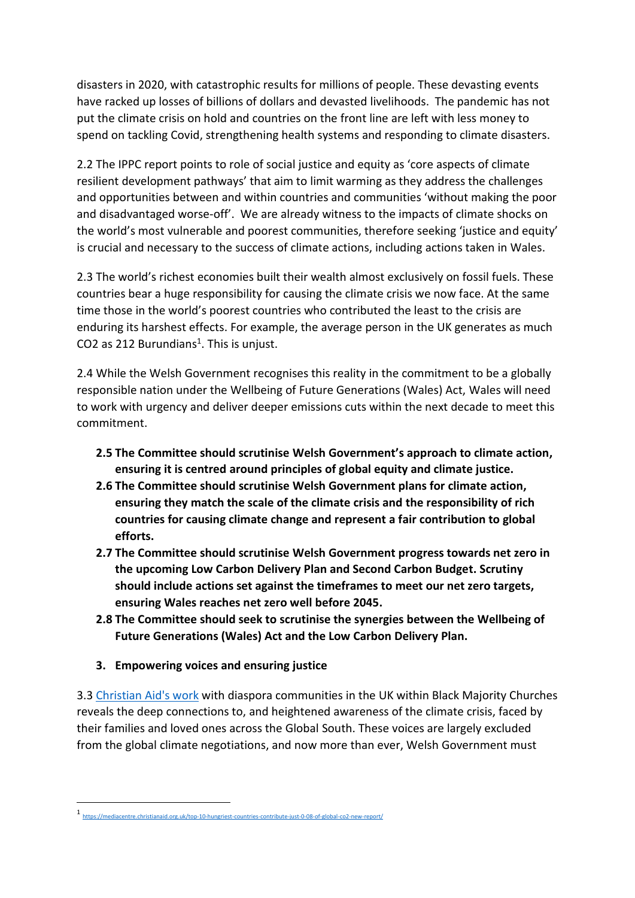disasters in 2020, with catastrophic results for millions of people. These devasting events have racked up losses of billions of dollars and devasted livelihoods. The pandemic has not put the climate crisis on hold and countries on the front line are left with less money to spend on tackling Covid, strengthening health systems and responding to climate disasters.

2.2 The IPPC report points to role of social justice and equity as 'core aspects of climate resilient development pathways' that aim to limit warming as they address the challenges and opportunities between and within countries and communities 'without making the poor and disadvantaged worse-off'. We are already witness to the impacts of climate shocks on the world's most vulnerable and poorest communities, therefore seeking 'justice and equity' is crucial and necessary to the success of climate actions, including actions taken in Wales.

2.3 The world's richest economies built their wealth almost exclusively on fossil fuels. These countries bear a huge responsibility for causing the climate crisis we now face. At the same time those in the world's poorest countries who contributed the least to the crisis are enduring its harshest effects. For example, the average person in the UK generates as much $CO_2$ as 212 Burundians[1]. This is unjust.

2.4 While the Welsh Government recognises this reality in the commitment to be a globally responsible nation under the Wellbeing of Future Generations (Wales) Act, Wales will need to work with urgency and deliver deeper emissions cuts within the next decade to meet this commitment.

- **2.5 The Committee should scrutinise Welsh Government's approach to climate action, ensuring it is centred around principles of global equity and climate justice.**
- **2.6 The Committee should scrutinise Welsh Government plans for climate action, ensuring they match the scale of the climate crisis and the responsibility of rich countries for causing climate change and represent a fair contribution to global efforts.**
- **2.7 The Committee should scrutinise Welsh Government progress towards net zero in the upcoming Low Carbon Delivery Plan and Second Carbon Budget. Scrutiny should include actions set against the timeframes to meet our net zero targets, ensuring Wales reaches net zero well before 2045.**
- **2.8 The Committee should seek to scrutinise the synergies between the Wellbeing of Future Generations (Wales) Act and the Low Carbon Delivery Plan.**

## 3. Empowering voices and ensuring justice

3.3 [Christian Aid's work](#) with diaspora communities in the UK within Black Majority Churches reveals the deep connections to, and heightened awareness of the climate crisis, faced by their families and loved ones across the Global South. These voices are largely excluded from the global climate negotiations, and now more than ever, Welsh Government must

[1] https://mediacentre.christianaid.org.uk/top-10-hungriest-countries-contribute-just-0-08-of-global-co2-new-report/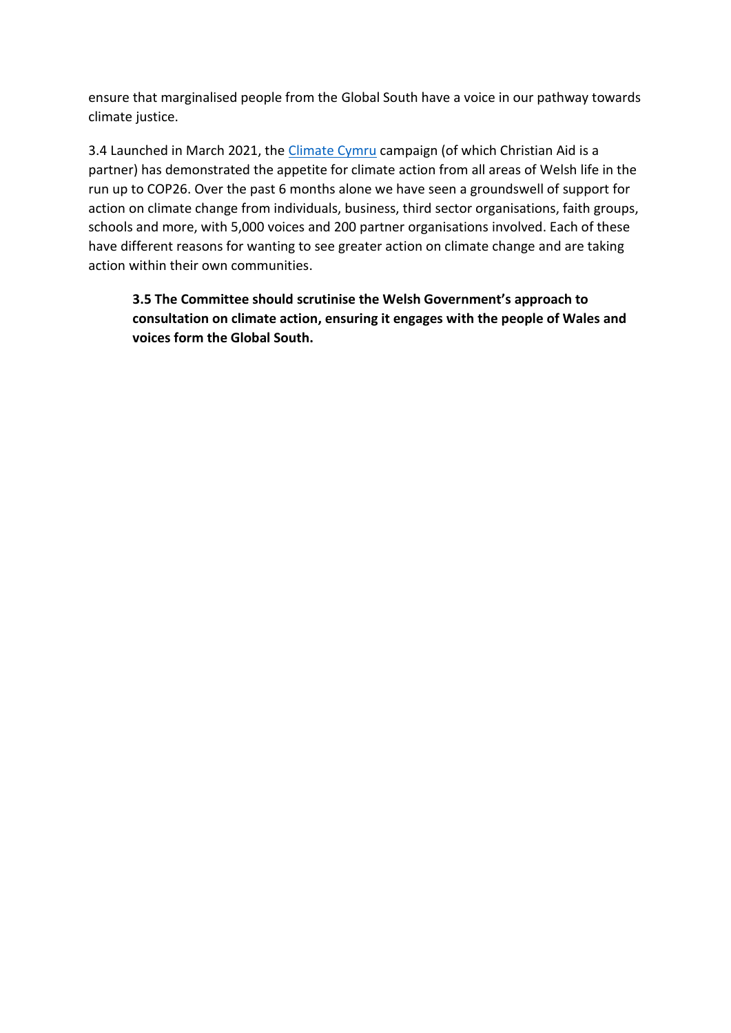ensure that marginalised people from the Global South have a voice in our pathway towards climate justice.

3.4 Launched in March 2021, the [Climate Cymru] campaign (of which Christian Aid is a partner) has demonstrated the appetite for climate action from all areas of Welsh life in the run up to COP26. Over the past 6 months alone we have seen a groundswell of support for action on climate change from individuals, business, third sector organisations, faith groups, schools and more, with 5,000 voices and 200 partner organisations involved. Each of these have different reasons for wanting to see greater action on climate change and are taking action within their own communities.

> **3.5 The Committee should scrutinise the Welsh Government's approach to consultation on climate action, ensuring it engages with the people of Wales and voices form the Global South.**